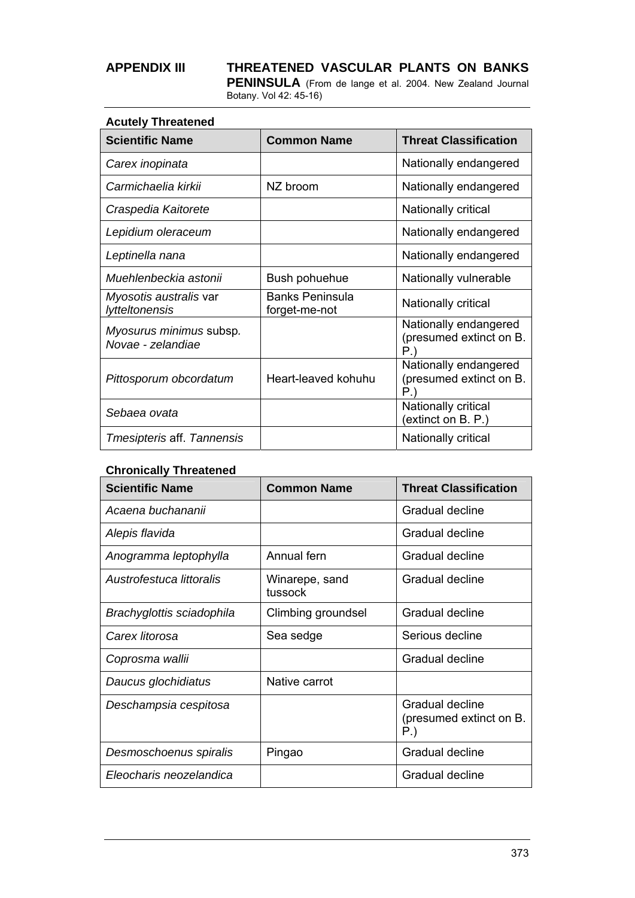## APPENDIX III THREATENED VASCULAR PLANTS ON BANKS PENINSULA (From de lange et al. 2004. New Zealand Journal Botany. Vol 42: 45-16)

### Acutely Threatened

| Scientific Name | Common Name | Threat Classification |
|---|---|---|
| *Carex inopinata* | | Nationally endangered |
| *Carmichaelia kirkii* | NZ broom | Nationally endangered |
| *Craspedia Kaitorete* | | Nationally critical |
| *Lepidium oleraceum* | | Nationally endangered |
| *Leptinella nana* | | Nationally endangered |
| *Muehlenbeckia astonii* | Bush pohuehue | Nationally vulnerable |
| *Myosotis australis* var *lytteltonensis* | Banks Peninsula forget-me-not | Nationally critical |
| *Myosurus minimus* subsp. *Novae - zelandiae* | | Nationally endangered (presumed extinct on B. P.) |
| *Pittosporum obcordatum* | Heart-leaved kohuhu | Nationally endangered (presumed extinct on B. P.) |
| *Sebaea ovata* | | Nationally critical (extinct on B. P.) |
| *Tmesipteris* aff. *Tannensis* | | Nationally critical |

### Chronically Threatened

| Scientific Name | Common Name | Threat Classification |
|---|---|---|
| *Acaena buchananii* | | Gradual decline |
| *Alepis flavida* | | Gradual decline |
| *Anogramma leptophylla* | Annual fern | Gradual decline |
| *Austrofestuca littoralis* | Winarepe, sand tussock | Gradual decline |
| *Brachyglottis sciadophila* | Climbing groundsel | Gradual decline |
| *Carex litorosa* | Sea sedge | Serious decline |
| *Coprosma wallii* | | Gradual decline |
| *Daucus glochidiatus* | Native carrot | |
| *Deschampsia cespitosa* | | Gradual decline (presumed extinct on B. P.) |
| *Desmoschoenus spiralis* | Pingao | Gradual decline |
| *Eleocharis neozelandica* | | Gradual decline |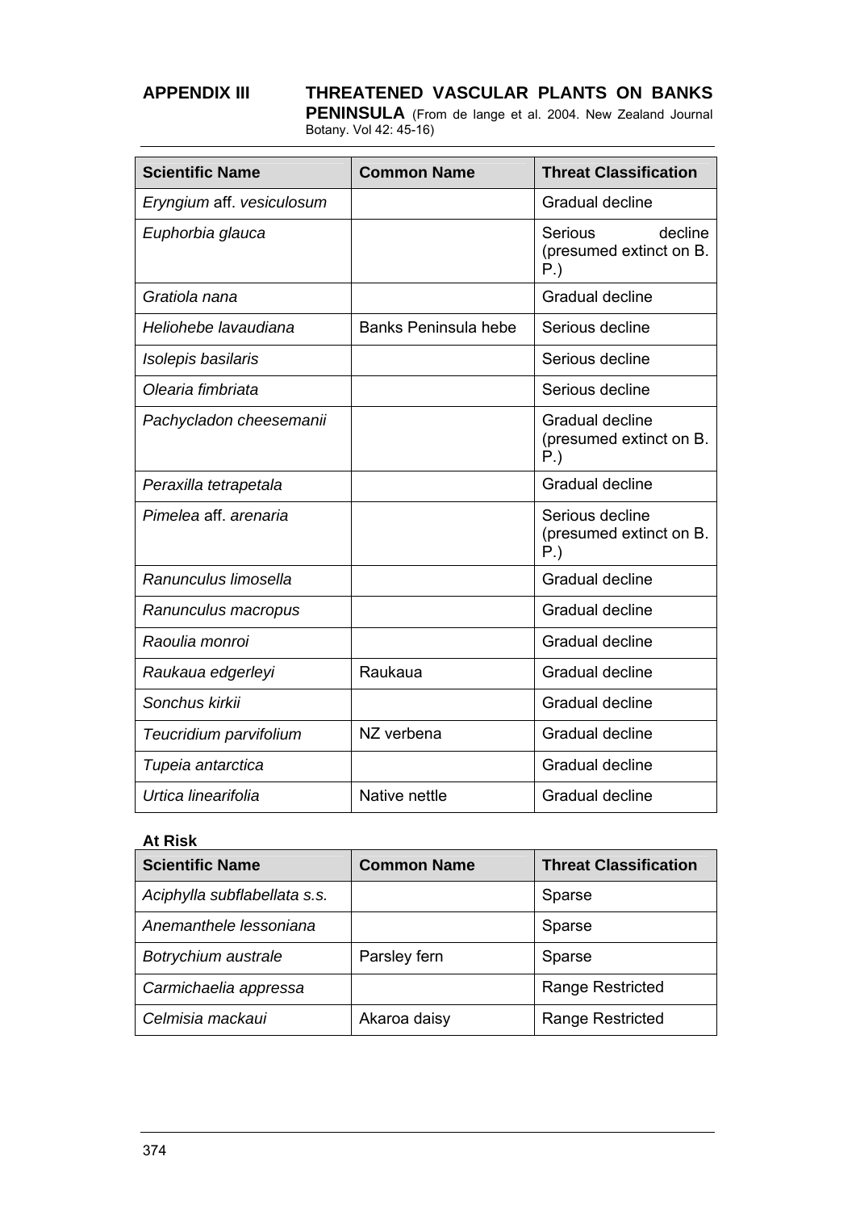**APPENDIX III THREATENED VASCULAR PLANTS ON BANKS PENINSULA** (From de lange et al. 2004. New Zealand Journal Botany. Vol 42: 45-16)

| Scientific Name | Common Name | Threat Classification |
|---|---|---|
| *Eryngium* aff. *vesiculosum* | | Gradual decline |
| *Euphorbia glauca* | | Serious decline (presumed extinct on B. P.) |
| *Gratiola nana* | | Gradual decline |
| *Heliohebe lavaudiana* | Banks Peninsula hebe | Serious decline |
| *Isolepis basilaris* | | Serious decline |
| *Olearia fimbriata* | | Serious decline |
| *Pachycladon cheesemanii* | | Gradual decline (presumed extinct on B. P.) |
| *Peraxilla tetrapetala* | | Gradual decline |
| *Pimelea* aff. *arenaria* | | Serious decline (presumed extinct on B. P.) |
| *Ranunculus limosella* | | Gradual decline |
| *Ranunculus macropus* | | Gradual decline |
| *Raoulia monroi* | | Gradual decline |
| *Raukaua edgerleyi* | Raukaua | Gradual decline |
| *Sonchus kirkii* | | Gradual decline |
| *Teucridium parvifolium* | NZ verbena | Gradual decline |
| *Tupeia antarctica* | | Gradual decline |
| *Urtica linearifolia* | Native nettle | Gradual decline |

**At Risk**

| Scientific Name | Common Name | Threat Classification |
|---|---|---|
| *Aciphylla subflabellata s.s.* | | Sparse |
| *Anemanthele lessoniana* | | Sparse |
| *Botrychium australe* | Parsley fern | Sparse |
| *Carmichaelia appressa* | | Range Restricted |
| *Celmisia mackaui* | Akaroa daisy | Range Restricted |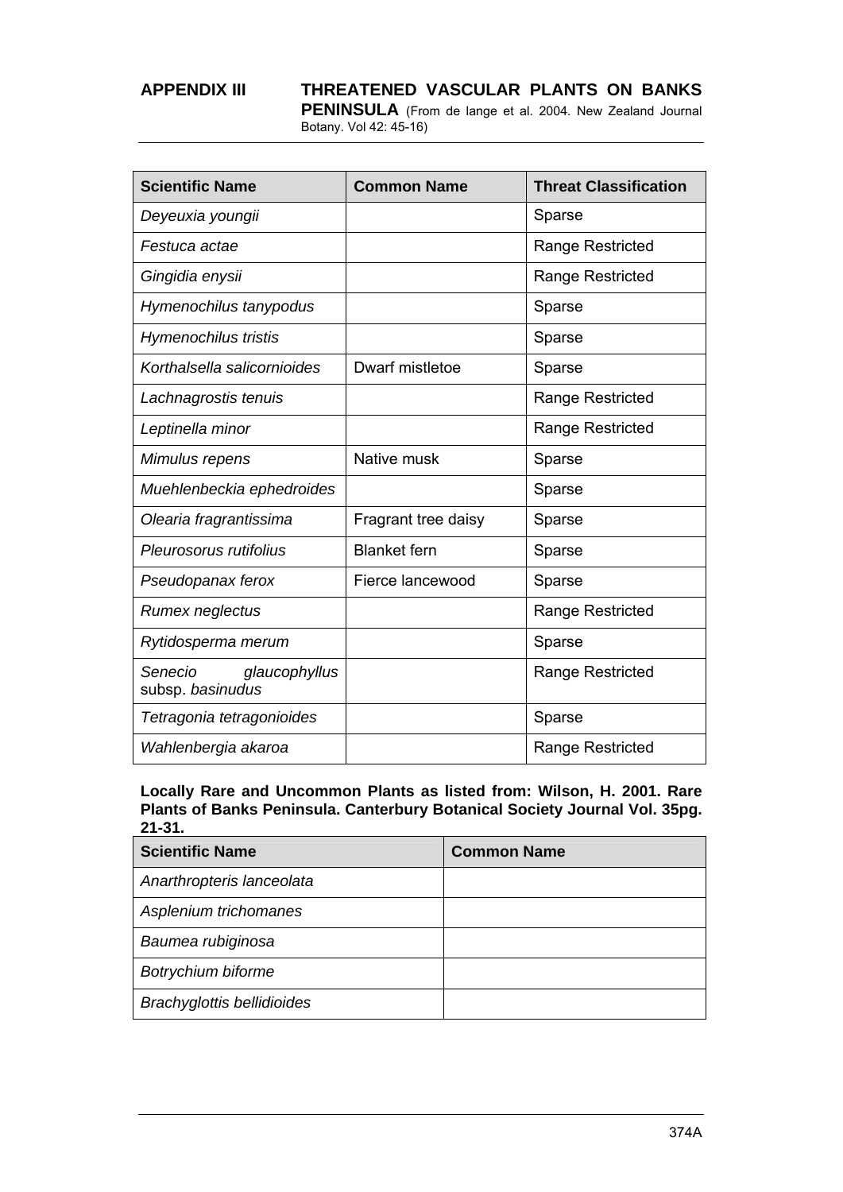## APPENDIX III THREATENED VASCULAR PLANTS ON BANKS PENINSULA (From de lange et al. 2004. New Zealand Journal Botany. Vol 42: 45-16)

| Scientific Name | Common Name | Threat Classification |
|---|---|---|
| *Deyeuxia youngii* | | Sparse |
| *Festuca actae* | | Range Restricted |
| *Gingidia enysii* | | Range Restricted |
| *Hymenochilus tanypodus* | | Sparse |
| *Hymenochilus tristis* | | Sparse |
| *Korthalsella salicornioides* | Dwarf mistletoe | Sparse |
| *Lachnagrostis tenuis* | | Range Restricted |
| *Leptinella minor* | | Range Restricted |
| *Mimulus repens* | Native musk | Sparse |
| *Muehlenbeckia ephedroides* | | Sparse |
| *Olearia fragrantissima* | Fragrant tree daisy | Sparse |
| *Pleurosorus rutifolius* | Blanket fern | Sparse |
| *Pseudopanax ferox* | Fierce lancewood | Sparse |
| *Rumex neglectus* | | Range Restricted |
| *Rytidosperma merum* | | Sparse |
| *Senecio glaucophyllus* subsp. *basinudus* | | Range Restricted |
| *Tetragonia tetragonioides* | | Sparse |
| *Wahlenbergia akaroa* | | Range Restricted |

**Locally Rare and Uncommon Plants as listed from: Wilson, H. 2001. Rare Plants of Banks Peninsula. Canterbury Botanical Society Journal Vol. 35pg. 21-31.**

| Scientific Name | Common Name |
|---|---|
| *Anarthropteris lanceolata* | |
| *Asplenium trichomanes* | |
| *Baumea rubiginosa* | |
| *Botrychium biforme* | |
| *Brachyglottis bellidioides* | |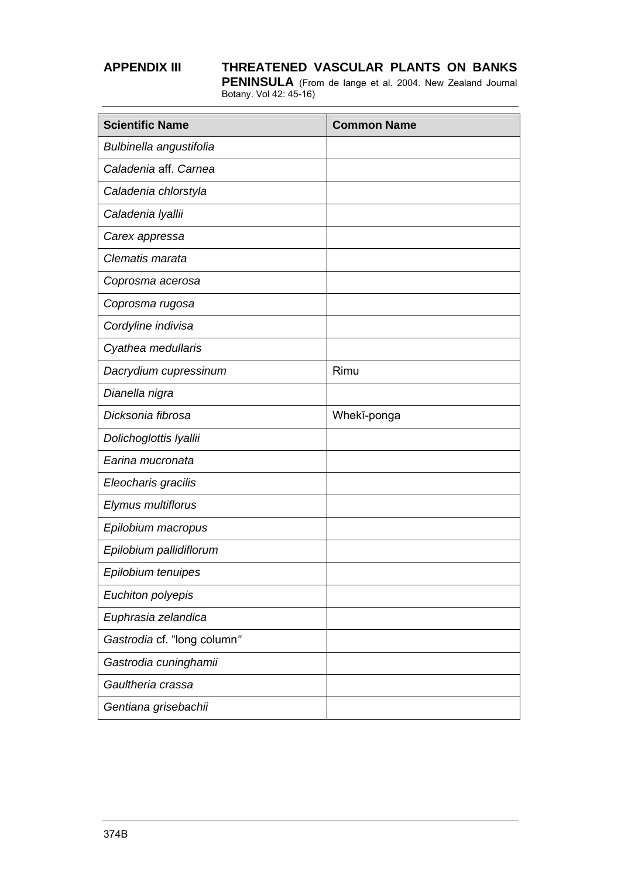## APPENDIX III THREATENED VASCULAR PLANTS ON BANKS PENINSULA (From de lange et al. 2004. New Zealand Journal Botany. Vol 42: 45-16)

| Scientific Name | Common Name |
|---|---|
| *Bulbinella angustifolia* | |
| *Caladenia* aff. *Carnea* | |
| *Caladenia chlorstyla* | |
| *Caladenia lyallii* | |
| *Carex appressa* | |
| *Clematis marata* | |
| *Coprosma acerosa* | |
| *Coprosma rugosa* | |
| *Cordyline indivisa* | |
| *Cyathea medullaris* | |
| *Dacrydium cupressinum* | Rimu |
| *Dianella nigra* | |
| *Dicksonia fibrosa* | Whekī-ponga |
| *Dolichoglottis lyallii* | |
| *Earina mucronata* | |
| *Eleocharis gracilis* | |
| *Elymus multiflorus* | |
| *Epilobium macropus* | |
| *Epilobium pallidiflorum* | |
| *Epilobium tenuipes* | |
| *Euchiton polyepis* | |
| *Euphrasia zelandica* | |
| *Gastrodia* cf. “long column” | |
| *Gastrodia cuninghamii* | |
| *Gaultheria crassa* | |
| *Gentiana grisebachii* | |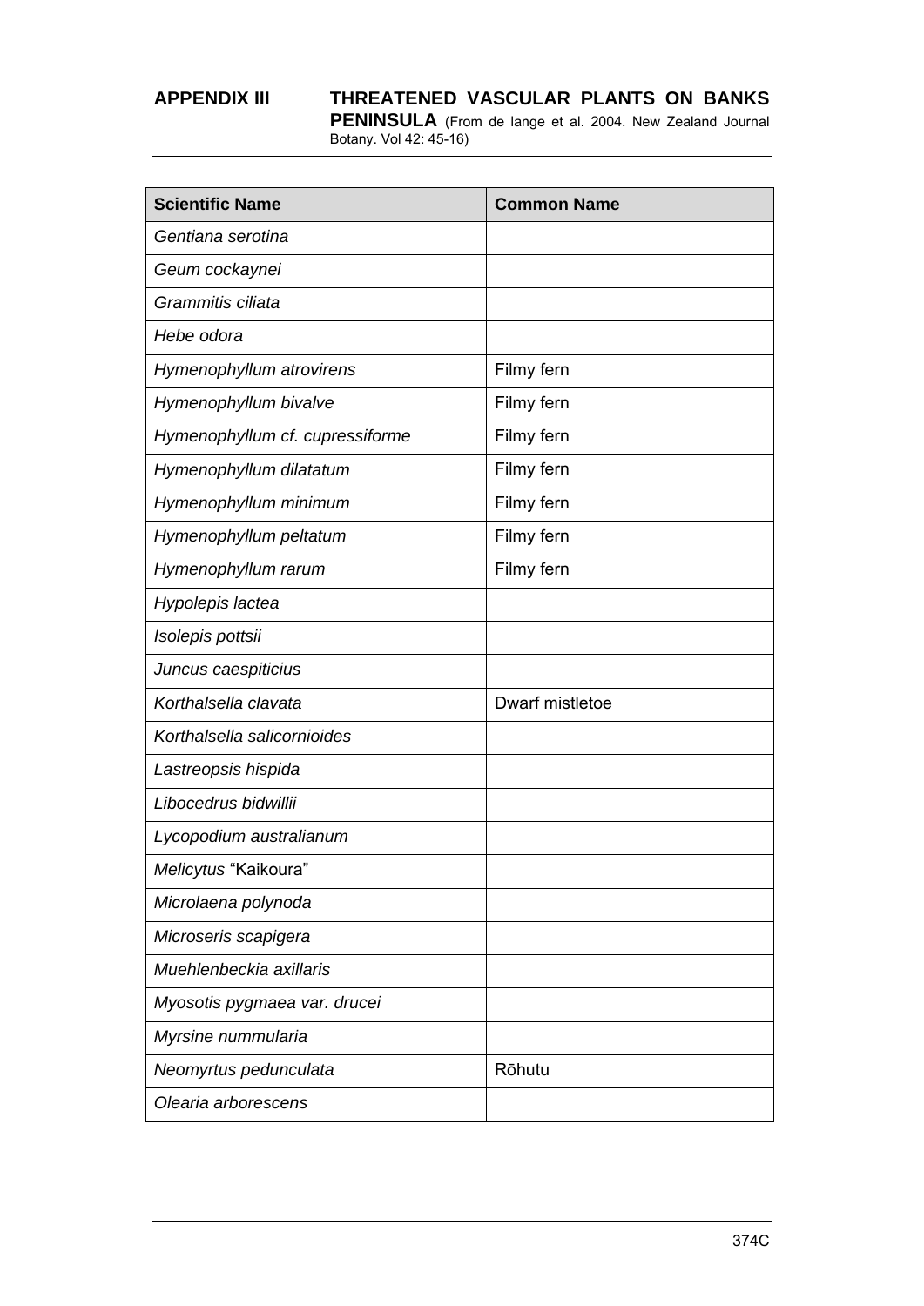**APPENDIX III** **THREATENED VASCULAR PLANTS ON BANKS PENINSULA** (From de lange et al. 2004. New Zealand Journal Botany. Vol 42: 45-16)

| Scientific Name | Common Name |
|---|---|
| *Gentiana serotina* | |
| *Geum cockaynei* | |
| *Grammitis ciliata* | |
| *Hebe odora* | |
| *Hymenophyllum atrovirens* | Filmy fern |
| *Hymenophyllum bivalve* | Filmy fern |
| *Hymenophyllum cf. cupressiforme* | Filmy fern |
| *Hymenophyllum dilatatum* | Filmy fern |
| *Hymenophyllum minimum* | Filmy fern |
| *Hymenophyllum peltatum* | Filmy fern |
| *Hymenophyllum rarum* | Filmy fern |
| *Hypolepis lactea* | |
| *Isolepis pottsii* | |
| *Juncus caespiticius* | |
| *Korthalsella clavata* | Dwarf mistletoe |
| *Korthalsella salicornioides* | |
| *Lastreopsis hispida* | |
| *Libocedrus bidwillii* | |
| *Lycopodium australianum* | |
| *Melicytus* "Kaikoura" | |
| *Microlaena polynoda* | |
| *Microseris scapigera* | |
| *Muehlenbeckia axillaris* | |
| *Myosotis pygmaea var. drucei* | |
| *Myrsine nummularia* | |
| *Neomyrtus pedunculata* | Rōhutu |
| *Olearia arborescens* | |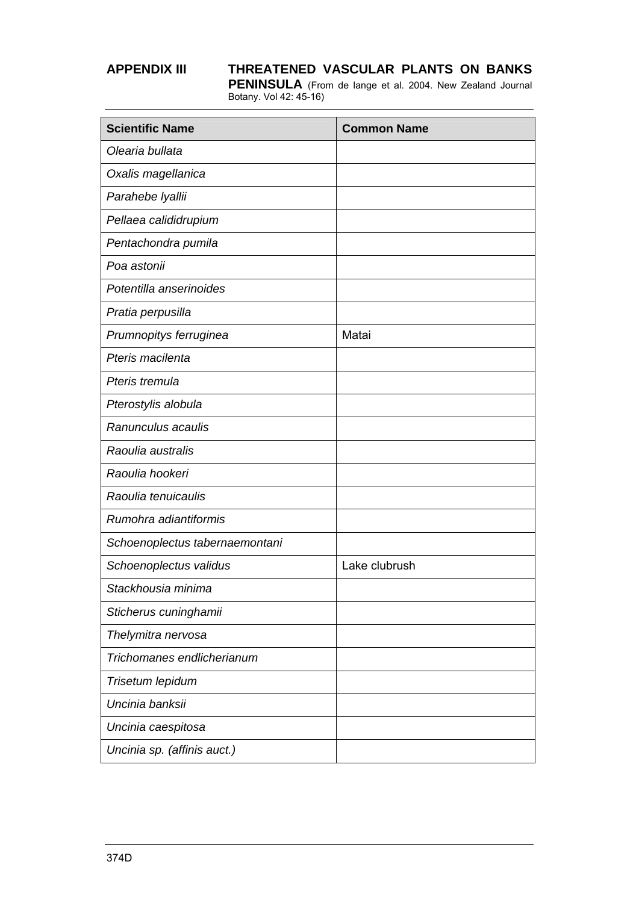**APPENDIX III THREATENED VASCULAR PLANTS ON BANKS PENINSULA** (From de lange et al. 2004. New Zealand Journal Botany. Vol 42: 45-16)

| Scientific Name | Common Name |
|---|---|
| *Olearia bullata* | |
| *Oxalis magellanica* | |
| *Parahebe lyallii* | |
| *Pellaea calididrupium* | |
| *Pentachondra pumila* | |
| *Poa astonii* | |
| *Potentilla anserinoides* | |
| *Pratia perpusilla* | |
| *Prumnopitys ferruginea* | Matai |
| *Pteris macilenta* | |
| *Pteris tremula* | |
| *Pterostylis alobula* | |
| *Ranunculus acaulis* | |
| *Raoulia australis* | |
| *Raoulia hookeri* | |
| *Raoulia tenuicaulis* | |
| *Rumohra adiantiformis* | |
| *Schoenoplectus tabernaemontani* | |
| *Schoenoplectus validus* | Lake clubrush |
| *Stackhousia minima* | |
| *Sticherus cuninghamii* | |
| *Thelymitra nervosa* | |
| *Trichomanes endlicherianum* | |
| *Trisetum lepidum* | |
| *Uncinia banksii* | |
| *Uncinia caespitosa* | |
| *Uncinia sp. (affinis auct.)* | |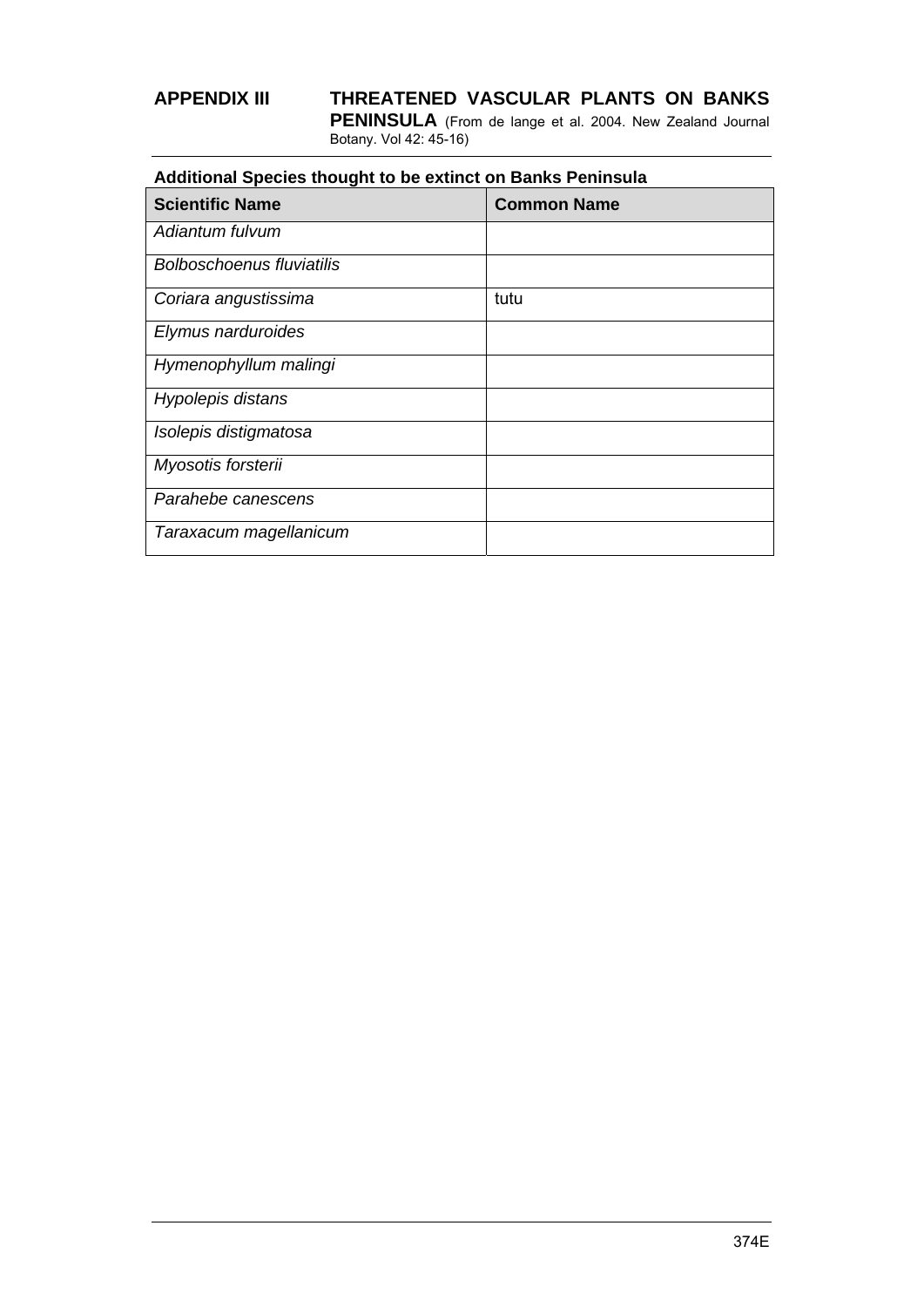## APPENDIX III THREATENED VASCULAR PLANTS ON BANKS PENINSULA (From de lange et al. 2004. New Zealand Journal Botany. Vol 42: 45-16)

**Additional Species thought to be extinct on Banks Peninsula**

| Scientific Name | Common Name |
|---|---|
| *Adiantum fulvum* | |
| *Bolboschoenus fluviatilis* | |
| *Coriara angustissima* | tutu |
| *Elymus narduroides* | |
| *Hymenophyllum malingi* | |
| *Hypolepis distans* | |
| *Isolepis distigmatosa* | |
| *Myosotis forsterii* | |
| *Parahebe canescens* | |
| *Taraxacum magellanicum* | |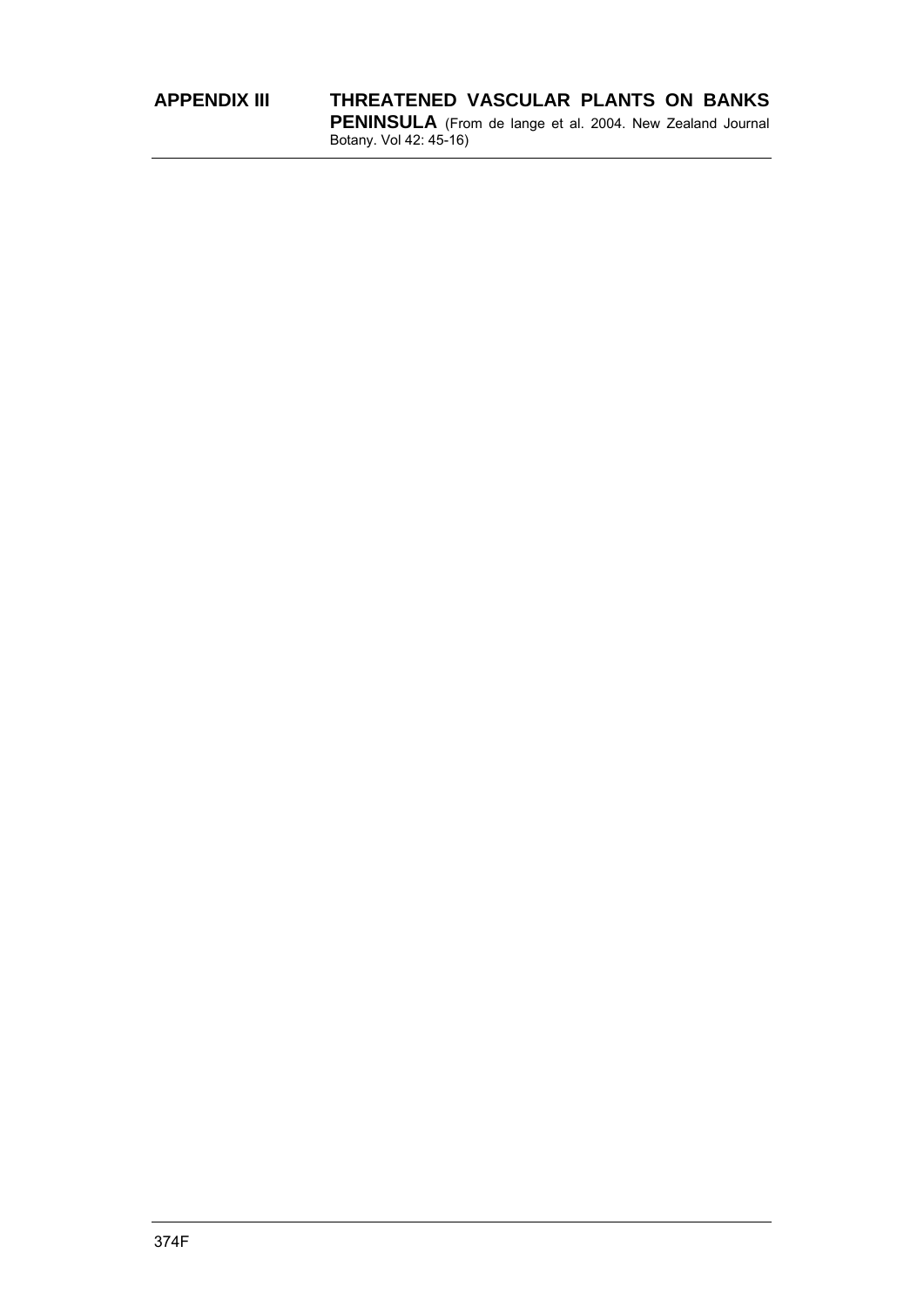## APPENDIX III THREATENED VASCULAR PLANTS ON BANKS PENINSULA

(From de lange et al. 2004. New Zealand Journal Botany. Vol 42: 45-16)